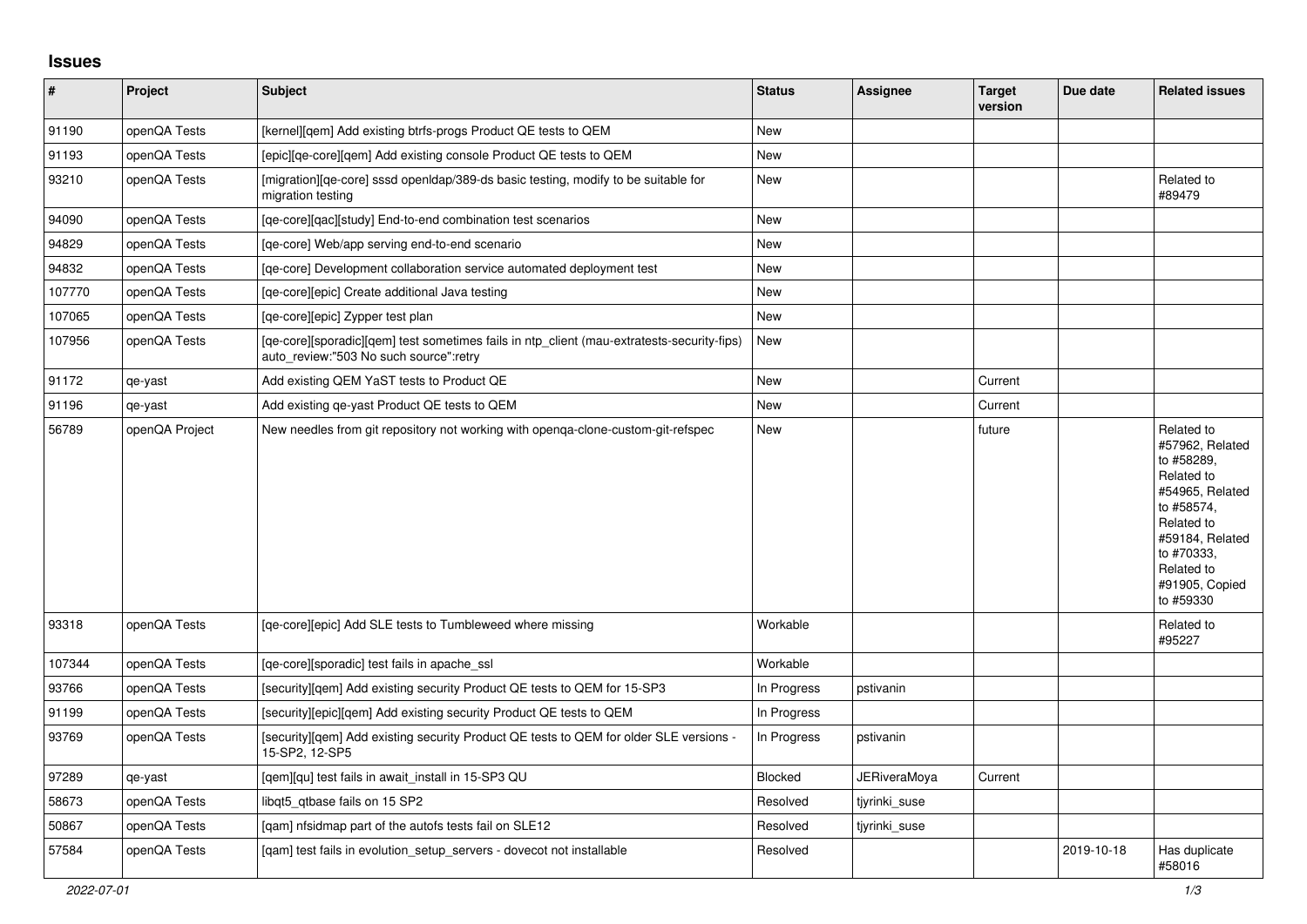# Issues

| # | Project | Subject | Status | Assignee | Target version | Due date | Related issues |
|---|---|---|---|---|---|---|---|
| 91190 | openQA Tests | [kernel][qem] Add existing btrfs-progs Product QE tests to QEM | New | | | | |
| 91193 | openQA Tests | [epic][qe-core][qem] Add existing console Product QE tests to QEM | New | | | | |
| 93210 | openQA Tests | [migration][qe-core] sssd openldap/389-ds basic testing, modify to be suitable for migration testing | New | | | | Related to #89479 |
| 94090 | openQA Tests | [qe-core][qac][study] End-to-end combination test scenarios | New | | | | |
| 94829 | openQA Tests | [qe-core] Web/app serving end-to-end scenario | New | | | | |
| 94832 | openQA Tests | [qe-core] Development collaboration service automated deployment test | New | | | | |
| 107770 | openQA Tests | [qe-core][epic] Create additional Java testing | New | | | | |
| 107065 | openQA Tests | [qe-core][epic] Zypper test plan | New | | | | |
| 107956 | openQA Tests | [qe-core][sporadic][qem] test sometimes fails in ntp_client (mau-extratests-security-fips) auto_review:"503 No such source":retry | New | | | | |
| 91172 | qe-yast | Add existing QEM YaST tests to Product QE | New | | Current | | |
| 91196 | qe-yast | Add existing qe-yast Product QE tests to QEM | New | | Current | | |
| 56789 | openQA Project | New needles from git repository not working with openqa-clone-custom-git-refspec | New | | future | | Related to #57962, Related to #58289, Related to #54965, Related to #58574, Related to #59184, Related to #70333, Related to #91905, Copied to #59330 |
| 93318 | openQA Tests | [qe-core][epic] Add SLE tests to Tumbleweed where missing | Workable | | | | Related to #95227 |
| 107344 | openQA Tests | [qe-core][sporadic] test fails in apache_ssl | Workable | | | | |
| 93766 | openQA Tests | [security][qem] Add existing security Product QE tests to QEM for 15-SP3 | In Progress | pstivanin | | | |
| 91199 | openQA Tests | [security][epic][qem] Add existing security Product QE tests to QEM | In Progress | | | | |
| 93769 | openQA Tests | [security][qem] Add existing security Product QE tests to QEM for older SLE versions - 15-SP2, 12-SP5 | In Progress | pstivanin | | | |
| 97289 | qe-yast | [qem][qu] test fails in await_install in 15-SP3 QU | Blocked | JERiveraMoya | Current | | |
| 58673 | openQA Tests | libqt5_qtbase fails on 15 SP2 | Resolved | tjyrinki_suse | | | |
| 50867 | openQA Tests | [qam] nfsidmap part of the autofs tests fail on SLE12 | Resolved | tjyrinki_suse | | | |
| 57584 | openQA Tests | [qam] test fails in evolution_setup_servers - dovecot not installable | Resolved | | | 2019-10-18 | Has duplicate #58016 |

*2022-07-01*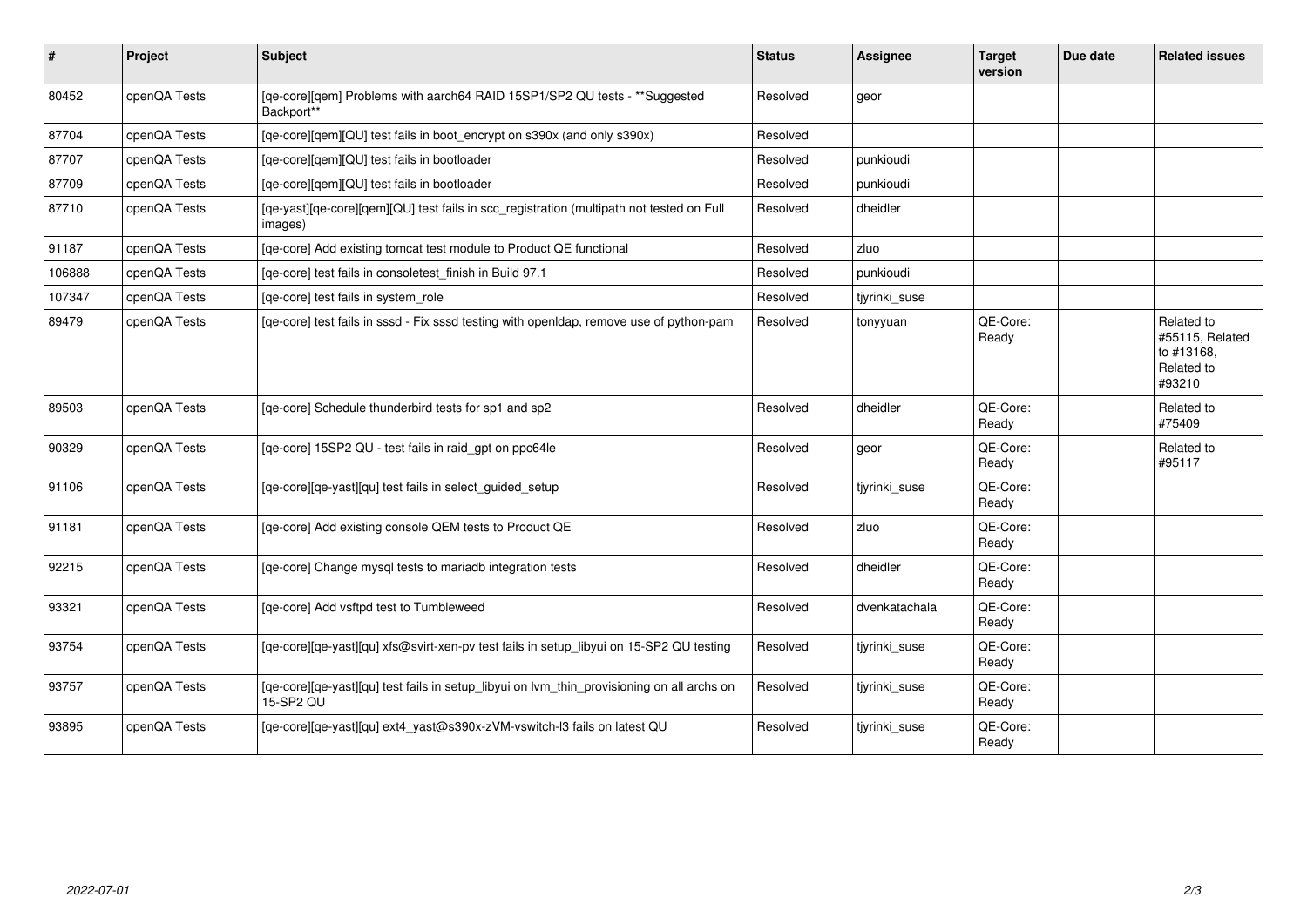| # | Project | Subject | Status | Assignee | Target version | Due date | Related issues |
|---|---|---|---|---|---|---|---|
| 80452 | openQA Tests | [qe-core][qem] Problems with aarch64 RAID 15SP1/SP2 QU tests - **Suggested Backport** | Resolved | geor | | | |
| 87704 | openQA Tests | [qe-core][qem][QU] test fails in boot_encrypt on s390x (and only s390x) | Resolved | | | | |
| 87707 | openQA Tests | [qe-core][qem][QU] test fails in bootloader | Resolved | punkioudi | | | |
| 87709 | openQA Tests | [qe-core][qem][QU] test fails in bootloader | Resolved | punkioudi | | | |
| 87710 | openQA Tests | [qe-yast][qe-core][qem][QU] test fails in scc_registration (multipath not tested on Full images) | Resolved | dheidler | | | |
| 91187 | openQA Tests | [qe-core] Add existing tomcat test module to Product QE functional | Resolved | zluo | | | |
| 106888 | openQA Tests | [qe-core] test fails in consoletest_finish in Build 97.1 | Resolved | punkioudi | | | |
| 107347 | openQA Tests | [qe-core] test fails in system_role | Resolved | tjyrinki_suse | | | |
| 89479 | openQA Tests | [qe-core] test fails in sssd - Fix sssd testing with openldap, remove use of python-pam | Resolved | tonyyuan | QE-Core: Ready | | Related to #55115, Related to #13168, Related to #93210 |
| 89503 | openQA Tests | [qe-core] Schedule thunderbird tests for sp1 and sp2 | Resolved | dheidler | QE-Core: Ready | | Related to #75409 |
| 90329 | openQA Tests | [qe-core] 15SP2 QU - test fails in raid_gpt on ppc64le | Resolved | geor | QE-Core: Ready | | Related to #95117 |
| 91106 | openQA Tests | [qe-core][qe-yast][qu] test fails in select_guided_setup | Resolved | tjyrinki_suse | QE-Core: Ready | | |
| 91181 | openQA Tests | [qe-core] Add existing console QEM tests to Product QE | Resolved | zluo | QE-Core: Ready | | |
| 92215 | openQA Tests | [qe-core] Change mysql tests to mariadb integration tests | Resolved | dheidler | QE-Core: Ready | | |
| 93321 | openQA Tests | [qe-core] Add vsftpd test to Tumbleweed | Resolved | dvenkatachala | QE-Core: Ready | | |
| 93754 | openQA Tests | [qe-core][qe-yast][qu] xfs@svirt-xen-pv test fails in setup_libyui on 15-SP2 QU testing | Resolved | tjyrinki_suse | QE-Core: Ready | | |
| 93757 | openQA Tests | [qe-core][qe-yast][qu] test fails in setup_libyui on lvm_thin_provisioning on all archs on 15-SP2 QU | Resolved | tjyrinki_suse | QE-Core: Ready | | |
| 93895 | openQA Tests | [qe-core][qe-yast][qu] ext4_yast@s390x-zVM-vswitch-l3 fails on latest QU | Resolved | tjyrinki_suse | QE-Core: Ready | | |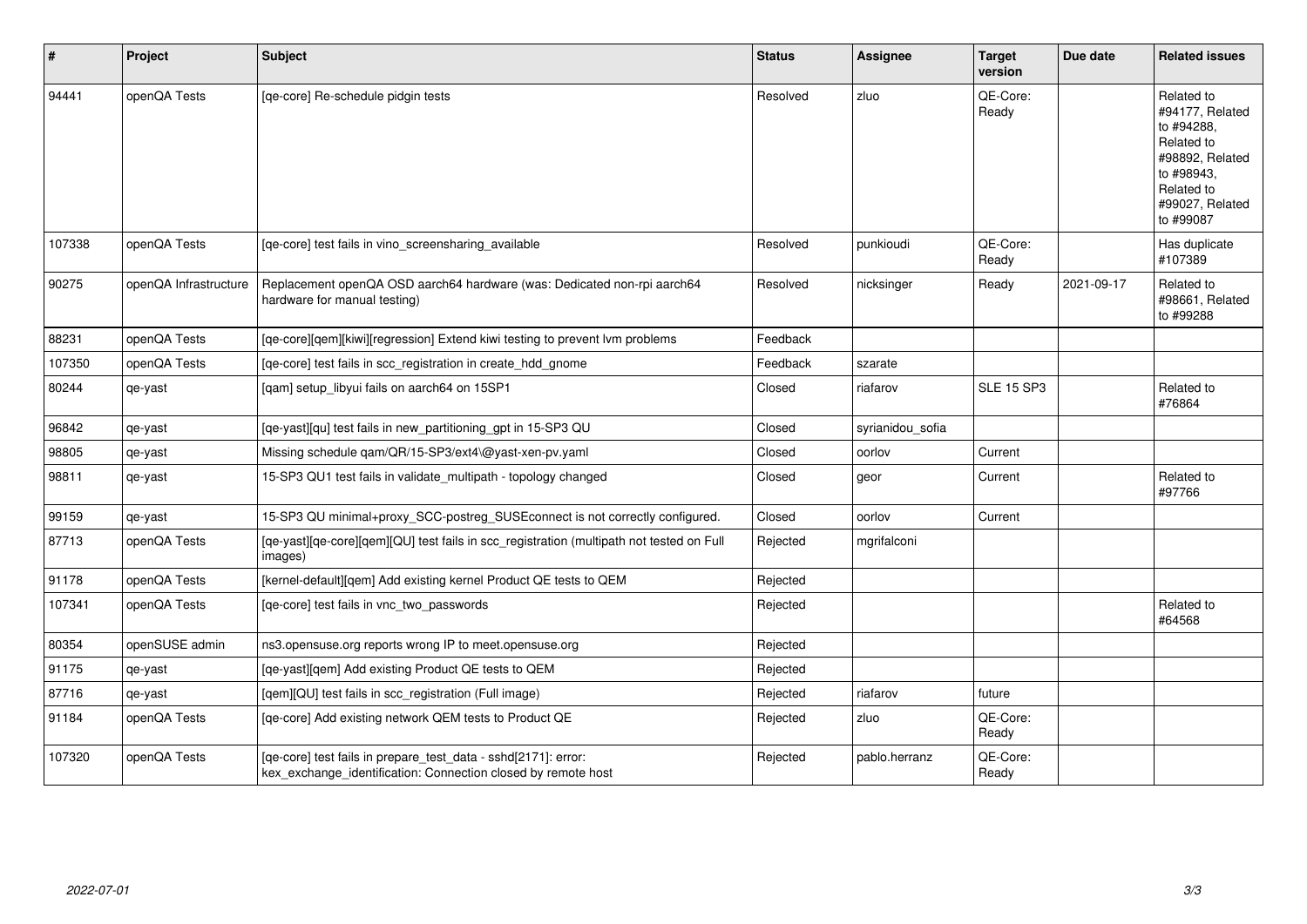| # | Project | Subject | Status | Assignee | Target version | Due date | Related issues |
|---|---|---|---|---|---|---|---|
| 94441 | openQA Tests | [qe-core] Re-schedule pidgin tests | Resolved | zluo | QE-Core: Ready | | Related to #94177, Related to #94288, Related to #98892, Related to #98943, Related to #99027, Related to #99087 |
| 107338 | openQA Tests | [qe-core] test fails in vino_screensharing_available | Resolved | punkioudi | QE-Core: Ready | | Has duplicate #107389 |
| 90275 | openQA Infrastructure | Replacement openQA OSD aarch64 hardware (was: Dedicated non-rpi aarch64 hardware for manual testing) | Resolved | nicksinger | Ready | 2021-09-17 | Related to #98661, Related to #99288 |
| 88231 | openQA Tests | [qe-core][qem][kiwi][regression] Extend kiwi testing to prevent lvm problems | Feedback | | | | |
| 107350 | openQA Tests | [qe-core] test fails in scc_registration in create_hdd_gnome | Feedback | szarate | | | |
| 80244 | qe-yast | [qam] setup_libyui fails on aarch64 on 15SP1 | Closed | riafarov | SLE 15 SP3 | | Related to #76864 |
| 96842 | qe-yast | [qe-yast][qu] test fails in new_partitioning_gpt in 15-SP3 QU | Closed | syrianidou_sofia | | | |
| 98805 | qe-yast | Missing schedule qam/QR/15-SP3/ext4\@yast-xen-pv.yaml | Closed | oorlov | Current | | |
| 98811 | qe-yast | 15-SP3 QU1 test fails in validate_multipath - topology changed | Closed | geor | Current | | Related to #97766 |
| 99159 | qe-yast | 15-SP3 QU minimal+proxy_SCC-postreg_SUSEconnect is not correctly configured. | Closed | oorlov | Current | | |
| 87713 | openQA Tests | [qe-yast][qe-core][qem][QU] test fails in scc_registration (multipath not tested on Full images) | Rejected | mgrifalconi | | | |
| 91178 | openQA Tests | [kernel-default][qem] Add existing kernel Product QE tests to QEM | Rejected | | | | |
| 107341 | openQA Tests | [qe-core] test fails in vnc_two_passwords | Rejected | | | | Related to #64568 |
| 80354 | openSUSE admin | ns3.opensuse.org reports wrong IP to meet.opensuse.org | Rejected | | | | |
| 91175 | qe-yast | [qe-yast][qem] Add existing Product QE tests to QEM | Rejected | | | | |
| 87716 | qe-yast | [qem][QU] test fails in scc_registration (Full image) | Rejected | riafarov | future | | |
| 91184 | openQA Tests | [qe-core] Add existing network QEM tests to Product QE | Rejected | zluo | QE-Core: Ready | | |
| 107320 | openQA Tests | [qe-core] test fails in prepare_test_data - sshd[2171]: error: kex_exchange_identification: Connection closed by remote host | Rejected | pablo.herranz | QE-Core: Ready | | |